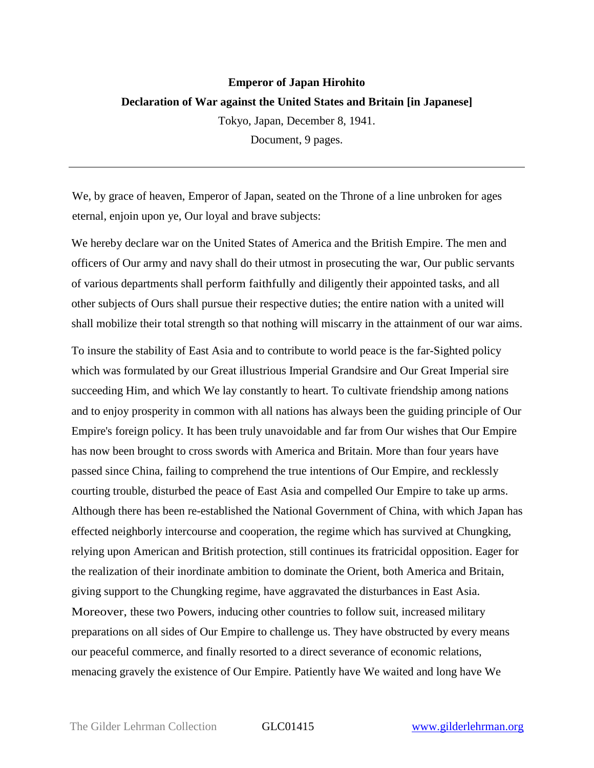**Emperor of Japan Hirohito**

**Declaration of War against the United States and Britain [in Japanese]**

Tokyo, Japan, December 8, 1941.

Document, 9 pages.

---

We, by grace of heaven, Emperor of Japan, seated on the Throne of a line unbroken for ages eternal, enjoin upon ye, Our loyal and brave subjects:

We hereby declare war on the United States of America and the British Empire. The men and officers of Our army and navy shall do their utmost in prosecuting the war, Our public servants of various departments shall perform faithfully and diligently their appointed tasks, and all other subjects of Ours shall pursue their respective duties; the entire nation with a united will shall mobilize their total strength so that nothing will miscarry in the attainment of our war aims.

To insure the stability of East Asia and to contribute to world peace is the far-Sighted policy which was formulated by our Great illustrious Imperial Grandsire and Our Great Imperial sire succeeding Him, and which We lay constantly to heart. To cultivate friendship among nations and to enjoy prosperity in common with all nations has always been the guiding principle of Our Empire's foreign policy. It has been truly unavoidable and far from Our wishes that Our Empire has now been brought to cross swords with America and Britain. More than four years have passed since China, failing to comprehend the true intentions of Our Empire, and recklessly courting trouble, disturbed the peace of East Asia and compelled Our Empire to take up arms. Although there has been re-established the National Government of China, with which Japan has effected neighborly intercourse and cooperation, the regime which has survived at Chungking, relying upon American and British protection, still continues its fratricidal opposition. Eager for the realization of their inordinate ambition to dominate the Orient, both America and Britain, giving support to the Chungking regime, have aggravated the disturbances in East Asia. Moreover, these two Powers, inducing other countries to follow suit, increased military preparations on all sides of Our Empire to challenge us. They have obstructed by every means our peaceful commerce, and finally resorted to a direct severance of economic relations, menacing gravely the existence of Our Empire. Patiently have We waited and long have We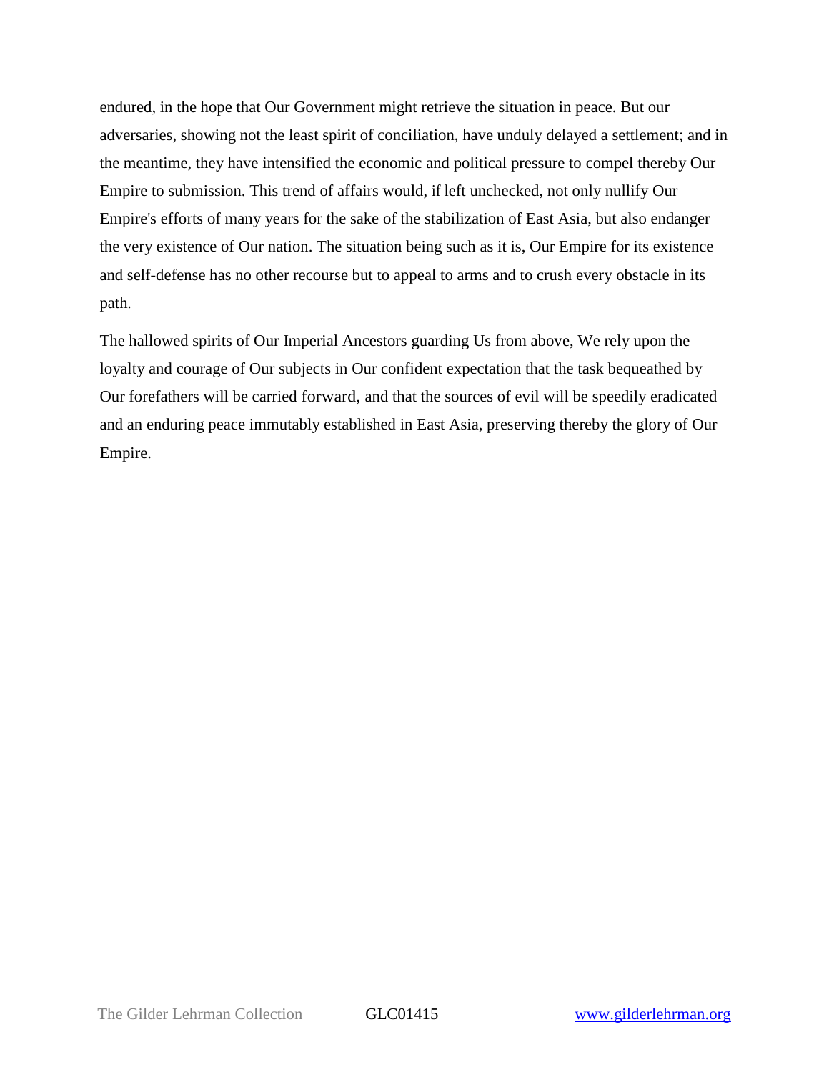endured, in the hope that Our Government might retrieve the situation in peace. But our adversaries, showing not the least spirit of conciliation, have unduly delayed a settlement; and in the meantime, they have intensified the economic and political pressure to compel thereby Our Empire to submission. This trend of affairs would, if left unchecked, not only nullify Our Empire's efforts of many years for the sake of the stabilization of East Asia, but also endanger the very existence of Our nation. The situation being such as it is, Our Empire for its existence and self-defense has no other recourse but to appeal to arms and to crush every obstacle in its path.

The hallowed spirits of Our Imperial Ancestors guarding Us from above, We rely upon the loyalty and courage of Our subjects in Our confident expectation that the task bequeathed by Our forefathers will be carried forward, and that the sources of evil will be speedily eradicated and an enduring peace immutably established in East Asia, preserving thereby the glory of Our Empire.